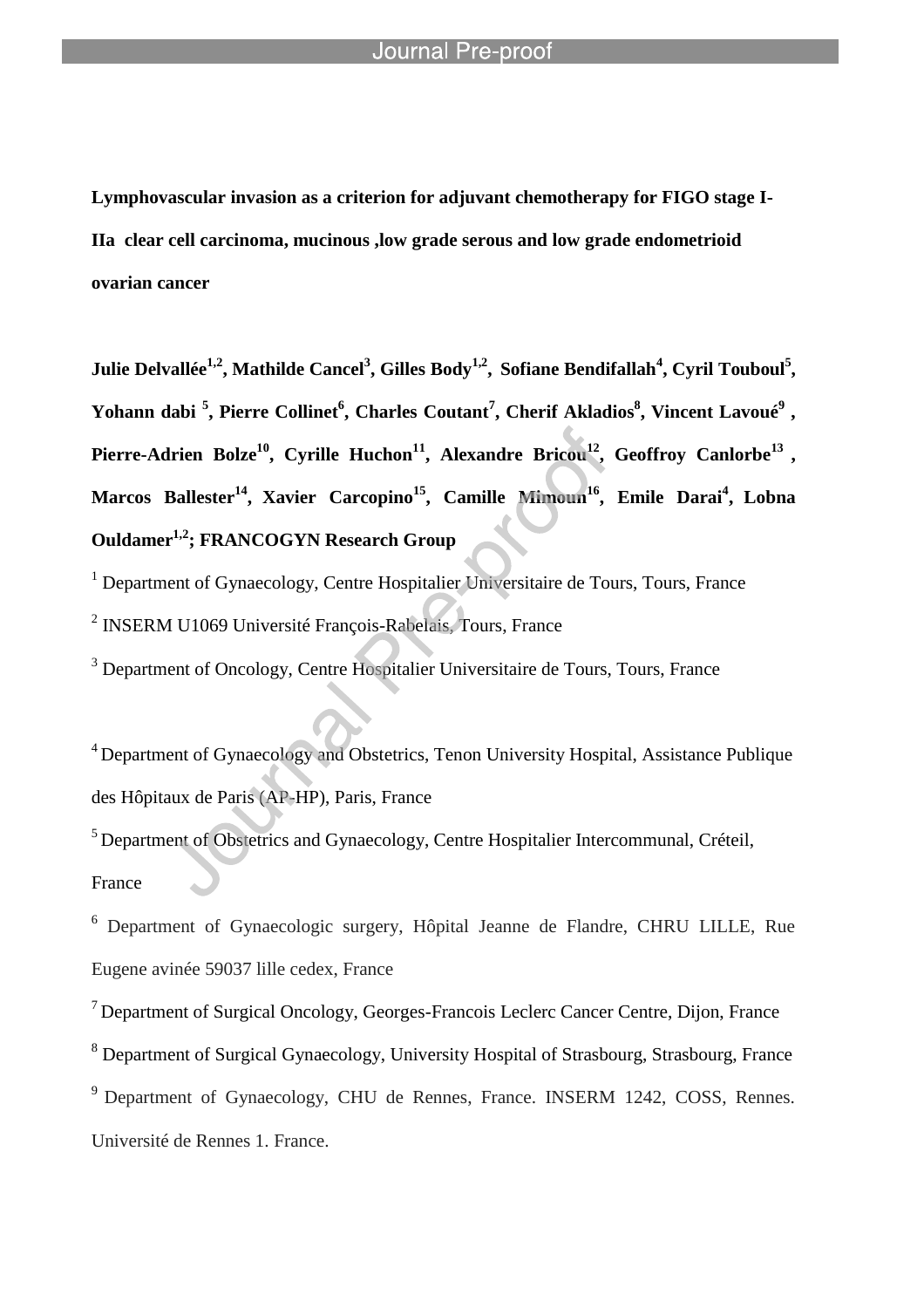**Lymphovascular invasion as a criterion for adjuvant chemotherapy for FIGO stage I-IIa clear cell carcinoma, mucinous ,low grade serous and low grade endometrioid ovarian cancer**

**Julie Delvallée[1,2], Mathilde Cancel[3], Gilles Body[1,2], Sofiane Bendifallah[4], Cyril Touboul[5], Yohann dabi [5], Pierre Collinet[6], Charles Coutant[7], Cherif Akladios[8], Vincent Lavoué[9], Pierre-Adrien Bolze[10], Cyrille Huchon[11], Alexandre Bricou[12], Geoffroy Canlorbe[13], Marcos Ballester[14], Xavier Carcopino[15], Camille Mimoun[16], Emile Darai[4], Lobna Ouldamer[1,2]; FRANCOGYN Research Group**

[1] Department of Gynaecology, Centre Hospitalier Universitaire de Tours, Tours, France

[2] INSERM U1069 Université François-Rabelais, Tours, France

[3] Department of Oncology, Centre Hospitalier Universitaire de Tours, Tours, France

[4] Department of Gynaecology and Obstetrics, Tenon University Hospital, Assistance Publique des Hôpitaux de Paris (AP-HP), Paris, France

[5] Department of Obstetrics and Gynaecology, Centre Hospitalier Intercommunal, Créteil, France

[6] Department of Gynaecologic surgery, Hôpital Jeanne de Flandre, CHRU LILLE, Rue Eugene avinée 59037 lille cedex, France

[7] Department of Surgical Oncology, Georges-Francois Leclerc Cancer Centre, Dijon, France

[8] Department of Surgical Gynaecology, University Hospital of Strasbourg, Strasbourg, France

[9] Department of Gynaecology, CHU de Rennes, France. INSERM 1242, COSS, Rennes. Université de Rennes 1. France.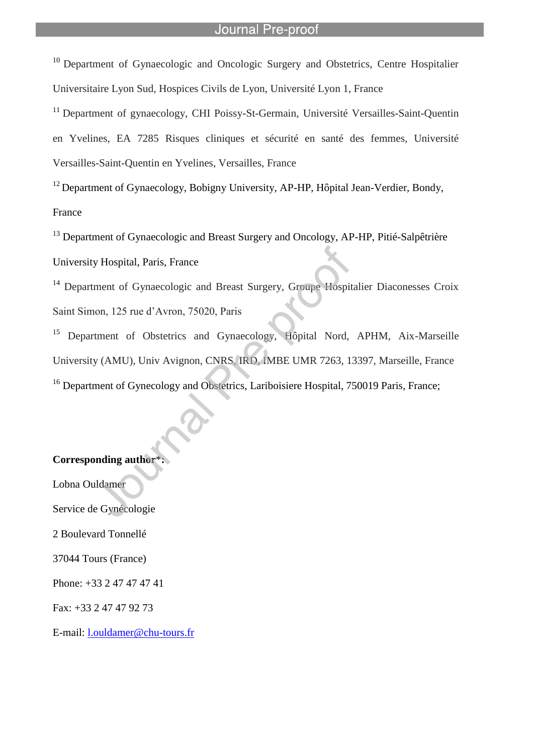[10] Department of Gynaecologic and Oncologic Surgery and Obstetrics, Centre Hospitalier Universitaire Lyon Sud, Hospices Civils de Lyon, Université Lyon 1, France

[11] Department of gynaecology, CHI Poissy-St-Germain, Université Versailles-Saint-Quentin en Yvelines, EA 7285 Risques cliniques et sécurité en santé des femmes, Université Versailles-Saint-Quentin en Yvelines, Versailles, France

[12] Department of Gynaecology, Bobigny University, AP-HP, Hôpital Jean-Verdier, Bondy, France

[13] Department of Gynaecologic and Breast Surgery and Oncology, AP-HP, Pitié-Salpêtrière University Hospital, Paris, France

[14] Department of Gynaecologic and Breast Surgery, Groupe Hospitalier Diaconesses Croix Saint Simon, 125 rue d'Avron, 75020, Paris

[15] Department of Obstetrics and Gynaecology, Hôpital Nord, APHM, Aix-Marseille University (AMU), Univ Avignon, CNRS, IRD, IMBE UMR 7263, 13397, Marseille, France

[16] Department of Gynecology and Obstetrics, Lariboisiere Hospital, 750019 Paris, France;

**Corresponding author*:**

Lobna Ouldamer

Service de Gynécologie

2 Boulevard Tonnellé

37044 Tours (France)

Phone: +33 2 47 47 47 41

Fax: +33 2 47 47 92 73

E-mail: l.ouldamer@chu-tours.fr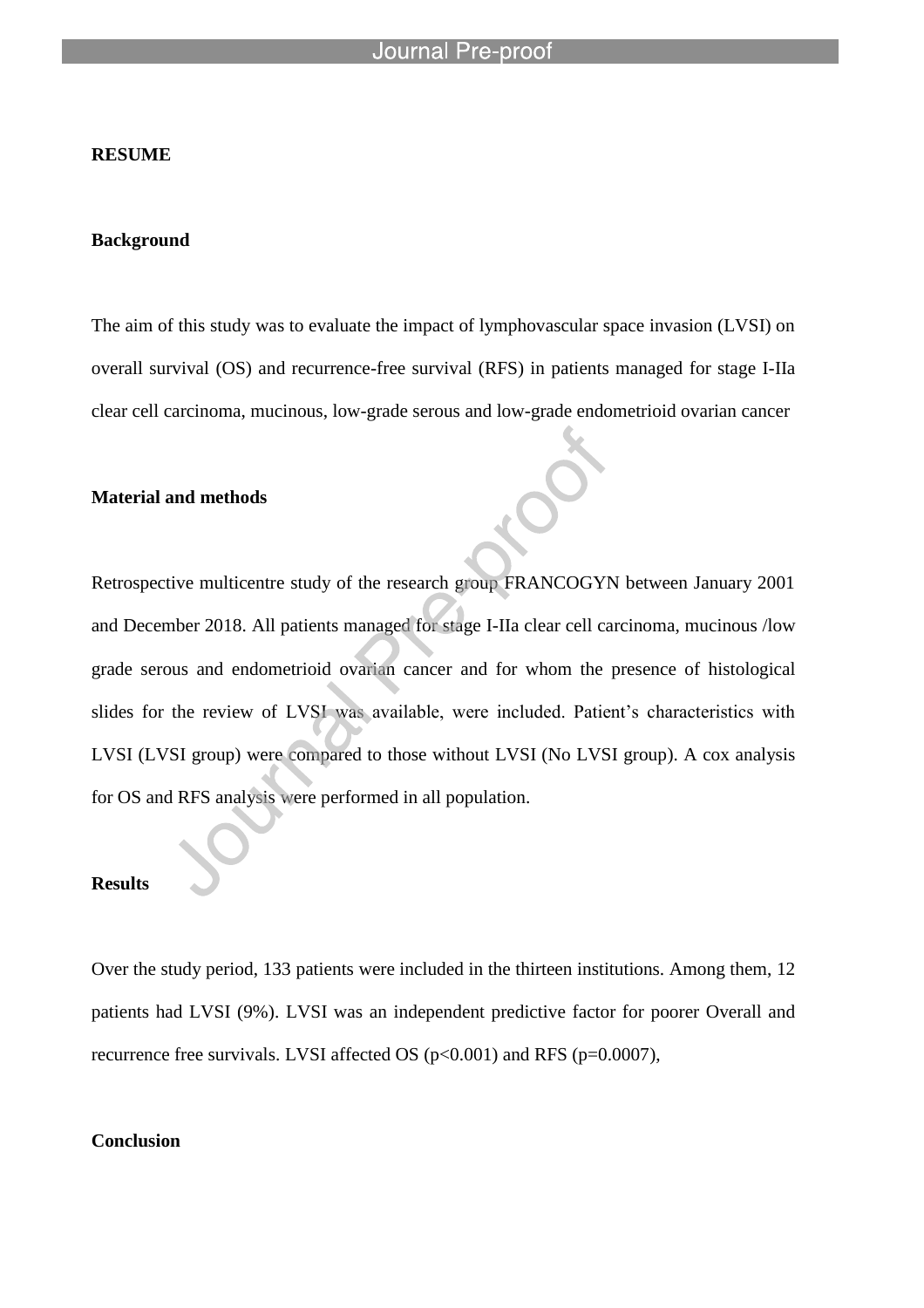**RESUME**

**Background**

The aim of this study was to evaluate the impact of lymphovascular space invasion (LVSI) on overall survival (OS) and recurrence-free survival (RFS) in patients managed for stage I-IIa clear cell carcinoma, mucinous, low-grade serous and low-grade endometrioid ovarian cancer

**Material and methods**

Retrospective multicentre study of the research group FRANCOGYN between January 2001 and December 2018. All patients managed for stage I-IIa clear cell carcinoma, mucinous /low grade serous and endometrioid ovarian cancer and for whom the presence of histological slides for the review of LVSI was available, were included. Patient's characteristics with LVSI (LVSI group) were compared to those without LVSI (No LVSI group). A cox analysis for OS and RFS analysis were performed in all population.

**Results**

Over the study period, 133 patients were included in the thirteen institutions. Among them, 12 patients had LVSI (9%). LVSI was an independent predictive factor for poorer Overall and recurrence free survivals. LVSI affected OS ($p<0.001$) and RFS ($p=0.0007$),

**Conclusion**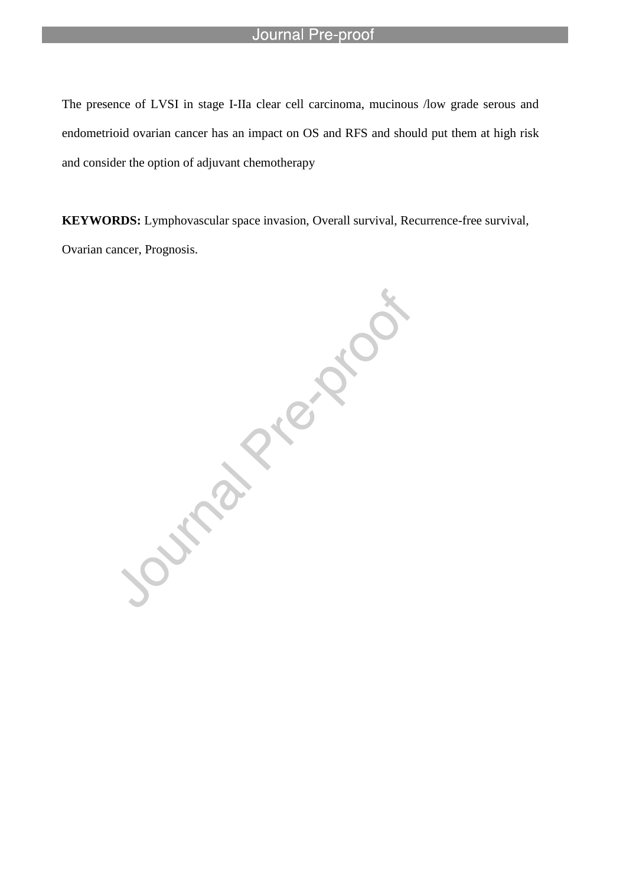The presence of LVSI in stage I-IIa clear cell carcinoma, mucinous /low grade serous and endometrioid ovarian cancer has an impact on OS and RFS and should put them at high risk and consider the option of adjuvant chemotherapy

**KEYWORDS:** Lymphovascular space invasion, Overall survival, Recurrence-free survival, Ovarian cancer, Prognosis.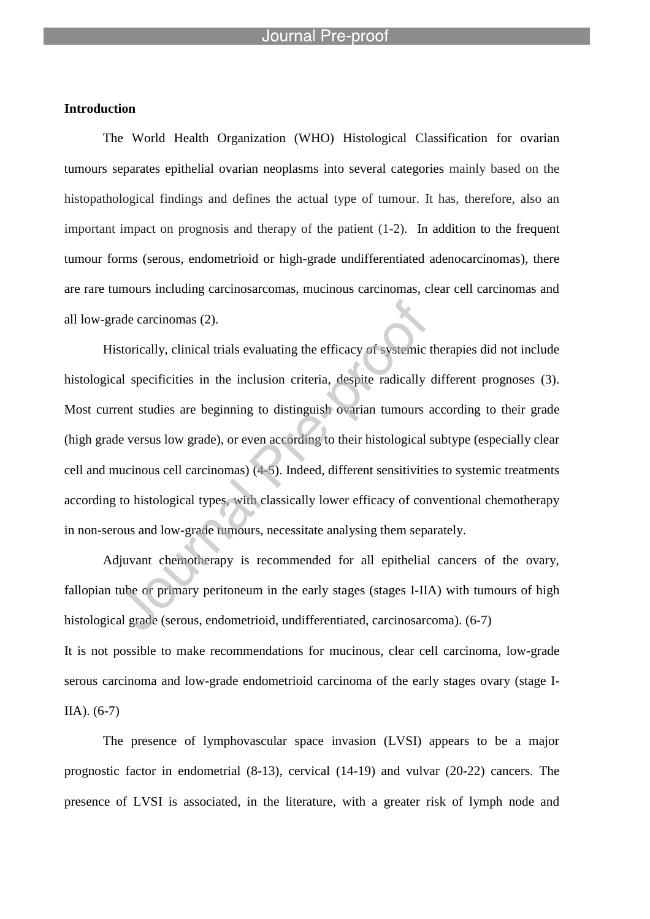**Introduction**

The World Health Organization (WHO) Histological Classification for ovarian tumours separates epithelial ovarian neoplasms into several categories mainly based on the histopathological findings and defines the actual type of tumour. It has, therefore, also an important impact on prognosis and therapy of the patient (1-2). In addition to the frequent tumour forms (serous, endometrioid or high-grade undifferentiated adenocarcinomas), there are rare tumours including carcinosarcomas, mucinous carcinomas, clear cell carcinomas and all low-grade carcinomas (2).

Historically, clinical trials evaluating the efficacy of systemic therapies did not include histological specificities in the inclusion criteria, despite radically different prognoses (3). Most current studies are beginning to distinguish ovarian tumours according to their grade (high grade versus low grade), or even according to their histological subtype (especially clear cell and mucinous cell carcinomas) (4-5). Indeed, different sensitivities to systemic treatments according to histological types, with classically lower efficacy of conventional chemotherapy in non-serous and low-grade tumours, necessitate analysing them separately.

Adjuvant chemotherapy is recommended for all epithelial cancers of the ovary, fallopian tube or primary peritoneum in the early stages (stages I-IIA) with tumours of high histological grade (serous, endometrioid, undifferentiated, carcinosarcoma). (6-7)

It is not possible to make recommendations for mucinous, clear cell carcinoma, low-grade serous carcinoma and low-grade endometrioid carcinoma of the early stages ovary (stage I-IIA). (6-7)

The presence of lymphovascular space invasion (LVSI) appears to be a major prognostic factor in endometrial (8-13), cervical (14-19) and vulvar (20-22) cancers. The presence of LVSI is associated, in the literature, with a greater risk of lymph node and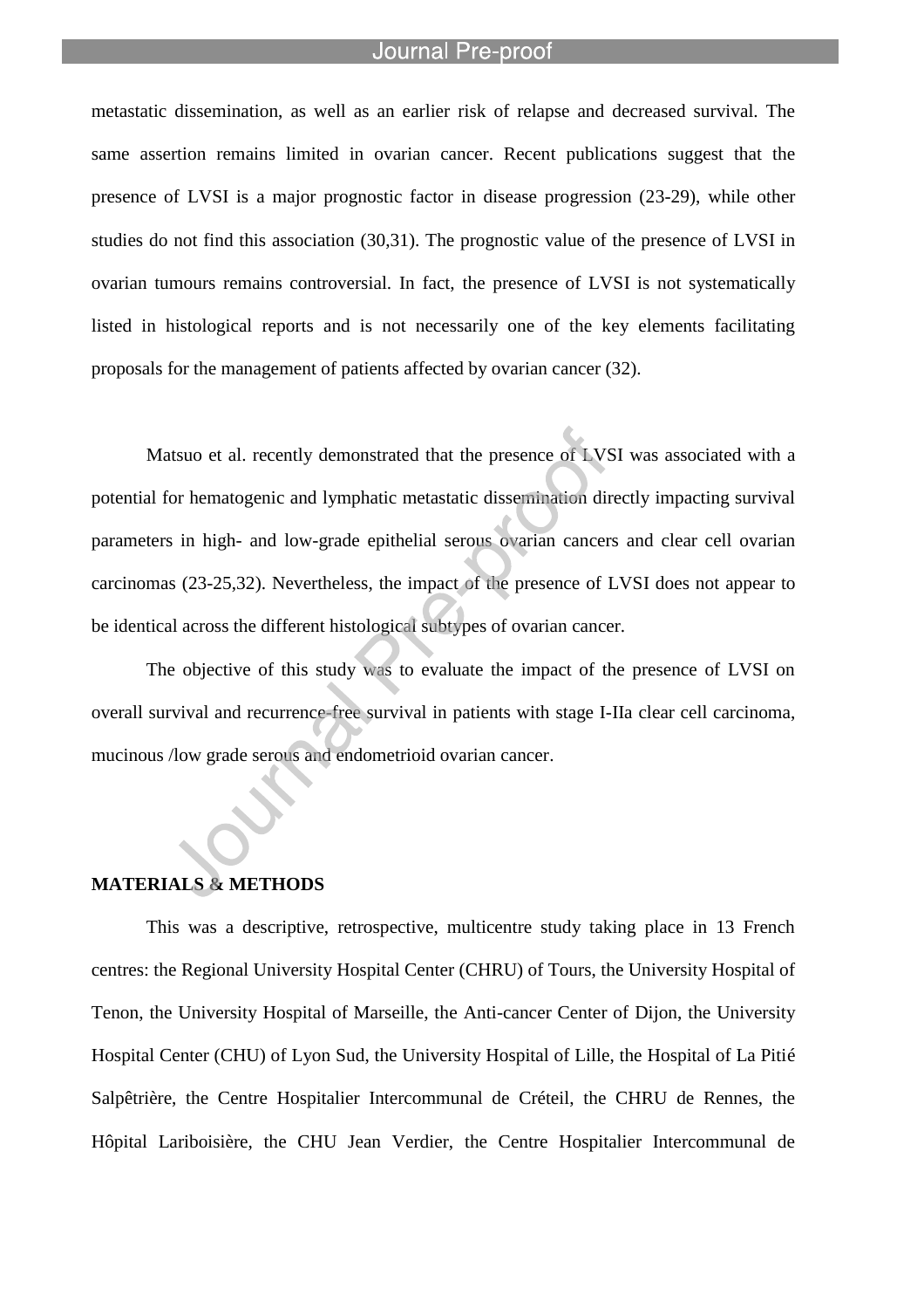metastatic dissemination, as well as an earlier risk of relapse and decreased survival. The same assertion remains limited in ovarian cancer. Recent publications suggest that the presence of LVSI is a major prognostic factor in disease progression (23-29), while other studies do not find this association (30,31). The prognostic value of the presence of LVSI in ovarian tumours remains controversial. In fact, the presence of LVSI is not systematically listed in histological reports and is not necessarily one of the key elements facilitating proposals for the management of patients affected by ovarian cancer (32).

Matsuo et al. recently demonstrated that the presence of LVSI was associated with a potential for hematogenic and lymphatic metastatic dissemination directly impacting survival parameters in high- and low-grade epithelial serous ovarian cancers and clear cell ovarian carcinomas (23-25,32). Nevertheless, the impact of the presence of LVSI does not appear to be identical across the different histological subtypes of ovarian cancer.

The objective of this study was to evaluate the impact of the presence of LVSI on overall survival and recurrence-free survival in patients with stage I-IIa clear cell carcinoma, mucinous /low grade serous and endometrioid ovarian cancer.

## MATERIALS & METHODS

This was a descriptive, retrospective, multicentre study taking place in 13 French centres: the Regional University Hospital Center (CHRU) of Tours, the University Hospital of Tenon, the University Hospital of Marseille, the Anti-cancer Center of Dijon, the University Hospital Center (CHU) of Lyon Sud, the University Hospital of Lille, the Hospital of La Pitié Salpêtrière, the Centre Hospitalier Intercommunal de Créteil, the CHRU de Rennes, the Hôpital Lariboisière, the CHU Jean Verdier, the Centre Hospitalier Intercommunal de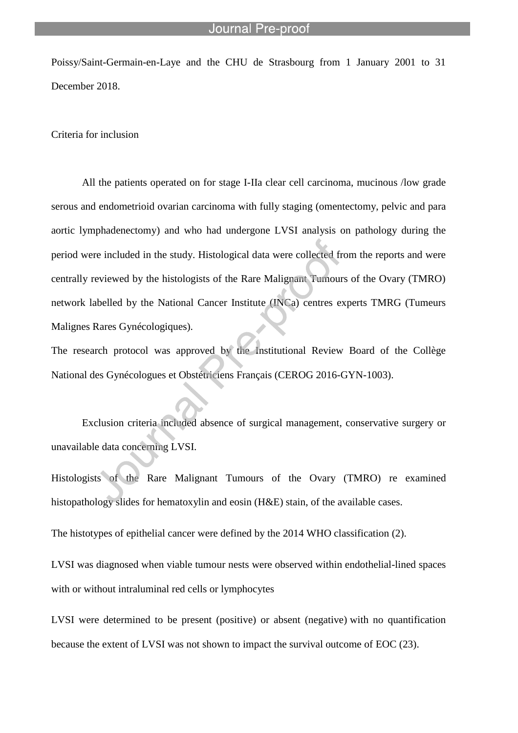Poissy/Saint-Germain-en-Laye and the CHU de Strasbourg from 1 January 2001 to 31 December 2018.

Criteria for inclusion

All the patients operated on for stage I-IIa clear cell carcinoma, mucinous /low grade serous and endometrioid ovarian carcinoma with fully staging (omentectomy, pelvic and para aortic lymphadenectomy) and who had undergone LVSI analysis on pathology during the period were included in the study. Histological data were collected from the reports and were centrally reviewed by the histologists of the Rare Malignant Tumours of the Ovary (TMRO) network labelled by the National Cancer Institute (INCa) centres experts TMRG (Tumeurs Malignes Rares Gynécologiques).

The research protocol was approved by the Institutional Review Board of the Collège National des Gynécologues et Obstétriciens Français (CEROG 2016-GYN-1003).

Exclusion criteria included absence of surgical management, conservative surgery or unavailable data concerning LVSI.

Histologists of the Rare Malignant Tumours of the Ovary (TMRO) re examined histopathology slides for hematoxylin and eosin (H&E) stain, of the available cases.

The histotypes of epithelial cancer were defined by the 2014 WHO classification (2).

LVSI was diagnosed when viable tumour nests were observed within endothelial-lined spaces with or without intraluminal red cells or lymphocytes

LVSI were determined to be present (positive) or absent (negative) with no quantification because the extent of LVSI was not shown to impact the survival outcome of EOC (23).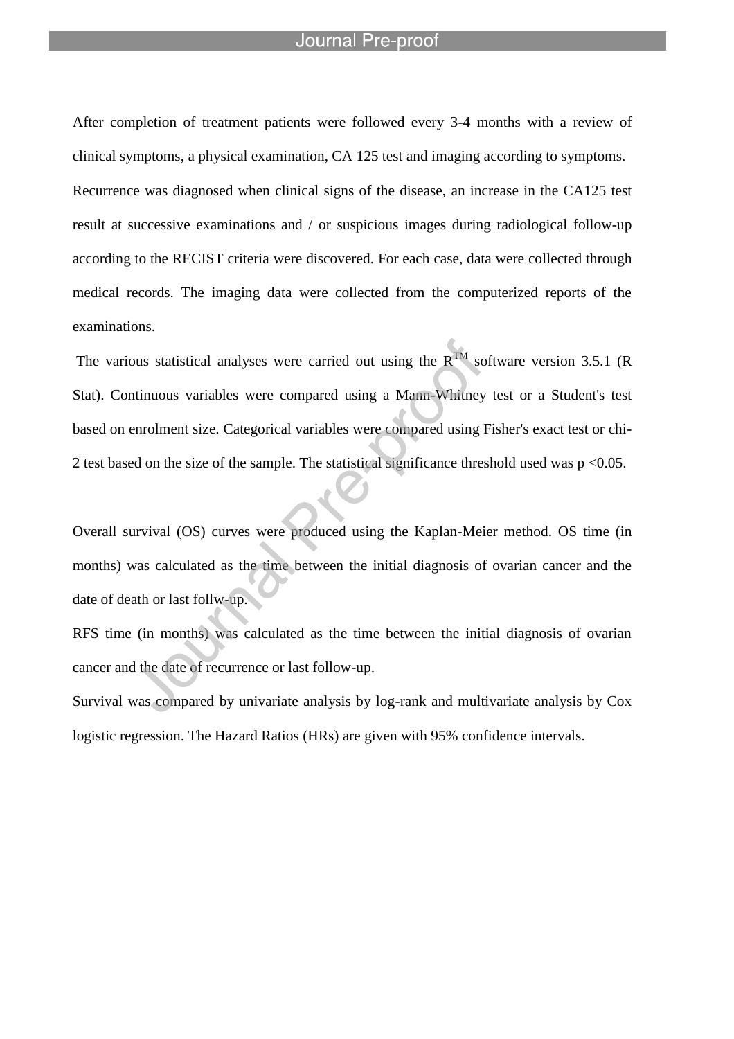After completion of treatment patients were followed every 3-4 months with a review of clinical symptoms, a physical examination, CA 125 test and imaging according to symptoms.

Recurrence was diagnosed when clinical signs of the disease, an increase in the CA125 test result at successive examinations and / or suspicious images during radiological follow-up according to the RECIST criteria were discovered. For each case, data were collected through medical records. The imaging data were collected from the computerized reports of the examinations.

The various statistical analyses were carried out using the R™ software version 3.5.1 (R Stat). Continuous variables were compared using a Mann-Whitney test or a Student's test based on enrolment size. Categorical variables were compared using Fisher's exact test or chi-2 test based on the size of the sample. The statistical significance threshold used was $p < 0.05$.

Overall survival (OS) curves were produced using the Kaplan-Meier method. OS time (in months) was calculated as the time between the initial diagnosis of ovarian cancer and the date of death or last follw-up.

RFS time (in months) was calculated as the time between the initial diagnosis of ovarian cancer and the date of recurrence or last follow-up.

Survival was compared by univariate analysis by log-rank and multivariate analysis by Cox logistic regression. The Hazard Ratios (HRs) are given with 95% confidence intervals.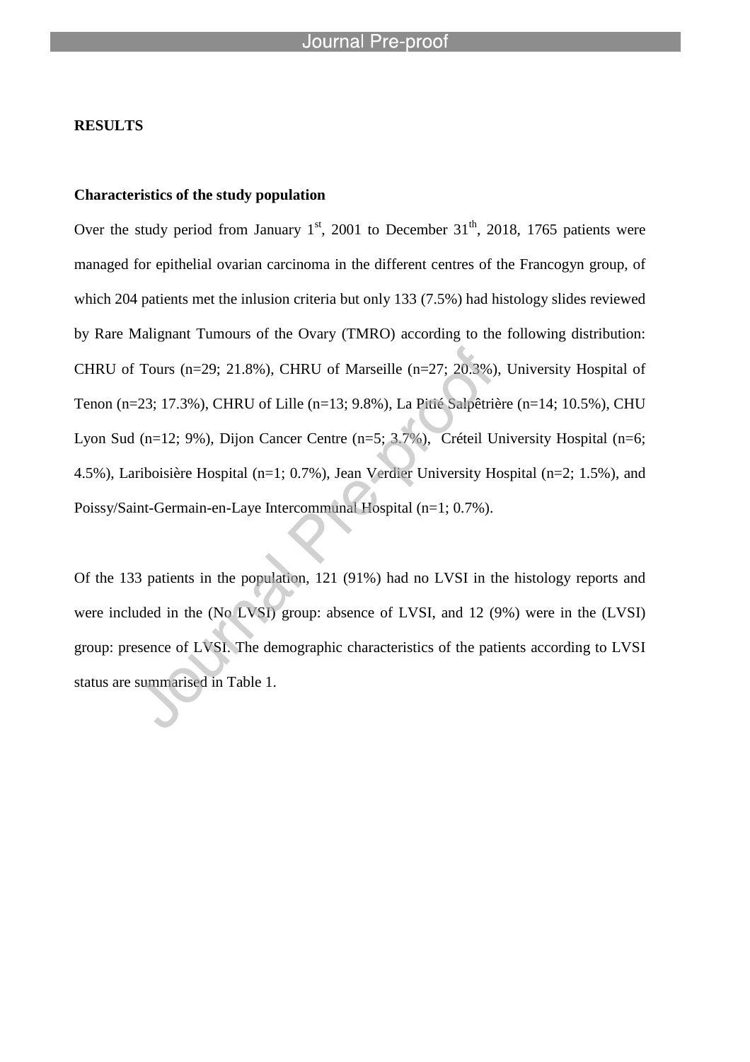**RESULTS**

**Characteristics of the study population**

Over the study period from January 1st, 2001 to December 31th, 2018, 1765 patients were managed for epithelial ovarian carcinoma in the different centres of the Francogyn group, of which 204 patients met the inlusion criteria but only 133 (7.5%) had histology slides reviewed by Rare Malignant Tumours of the Ovary (TMRO) according to the following distribution: CHRU of Tours (n=29; 21.8%), CHRU of Marseille (n=27; 20.3%), University Hospital of Tenon (n=23; 17.3%), CHRU of Lille (n=13; 9.8%), La Pitié Salpêtrière (n=14; 10.5%), CHU Lyon Sud (n=12; 9%), Dijon Cancer Centre (n=5; 3.7%), Créteil University Hospital (n=6; 4.5%), Lariboisière Hospital (n=1; 0.7%), Jean Verdier University Hospital (n=2; 1.5%), and Poissy/Saint-Germain-en-Laye Intercommunal Hospital (n=1; 0.7%).

Of the 133 patients in the population, 121 (91%) had no LVSI in the histology reports and were included in the (No LVSI) group: absence of LVSI, and 12 (9%) were in the (LVSI) group: presence of LVSI. The demographic characteristics of the patients according to LVSI status are summarised in Table 1.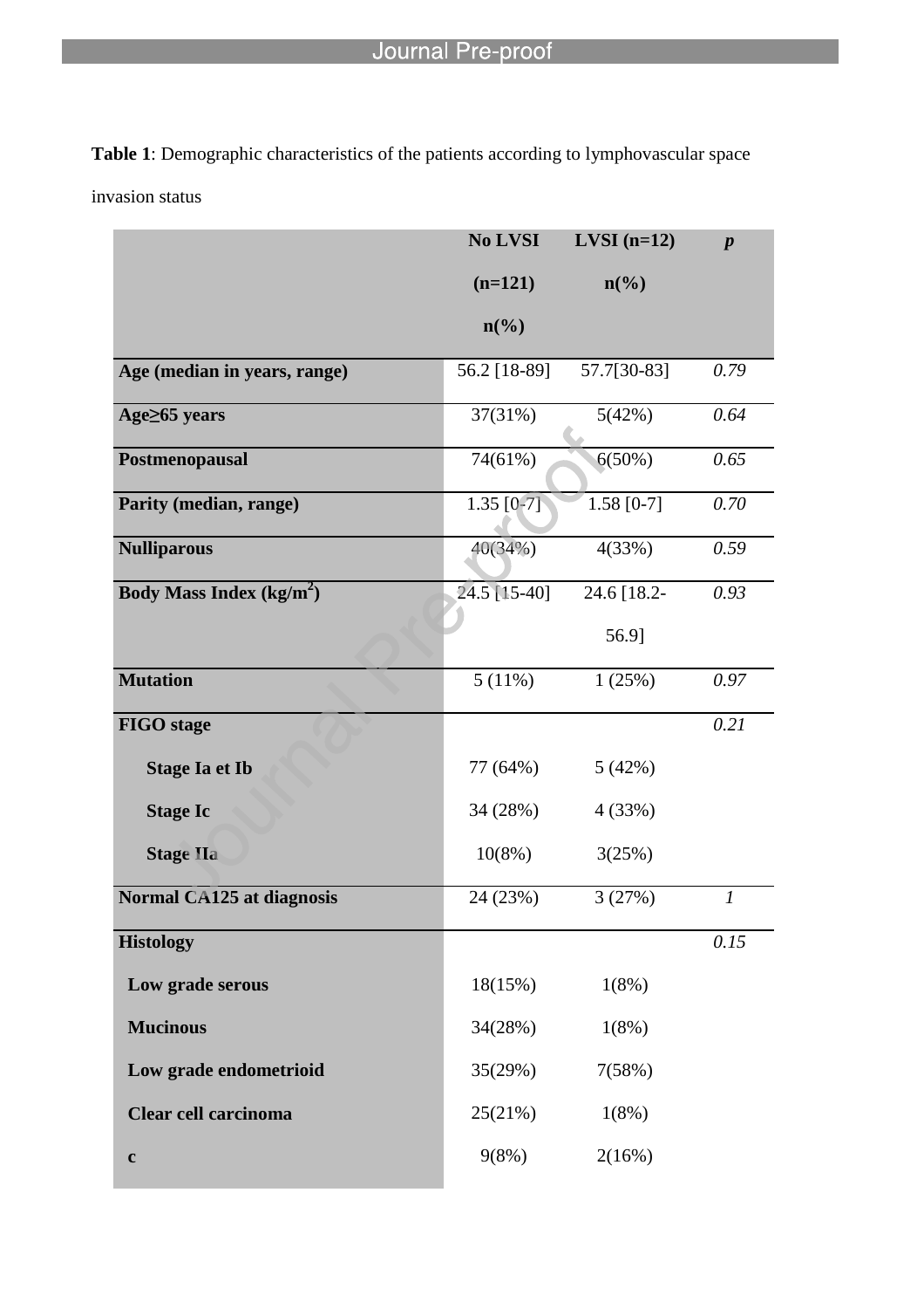**Table 1**: Demographic characteristics of the patients according to lymphovascular space invasion status

| | No LVSI (n=121) n(%) | LVSI (n=12) n(%) | *p* |
|---|---|---|---|
| **Age (median in years, range)** | 56.2 [18-89] | 57.7[30-83] | *0.79* |
| **Age≥65 years** | 37(31%) | 5(42%) | *0.64* |
| **Postmenopausal** | 74(61%) | 6(50%) | *0.65* |
| **Parity (median, range)** | 1.35 [0-7] | 1.58 [0-7] | *0.70* |
| **Nulliparous** | 40(34%) | 4(33%) | *0.59* |
| **Body Mass Index (kg/m$^2$)** | 24.5 [15-40] | 24.6 [18.2-56.9] | *0.93* |
| **Mutation** | 5 (11%) | 1 (25%) | *0.97* |
| **FIGO stage** | | | *0.21* |
| **Stage Ia et Ib** | 77 (64%) | 5 (42%) | |
| **Stage Ic** | 34 (28%) | 4 (33%) | |
| **Stage IIa** | 10(8%) | 3(25%) | |
| **Normal CA125 at diagnosis** | 24 (23%) | 3 (27%) | *1* |
| **Histology** | | | *0.15* |
| **Low grade serous** | 18(15%) | 1(8%) | |
| **Mucinous** | 34(28%) | 1(8%) | |
| **Low grade endometrioid** | 35(29%) | 7(58%) | |
| **Clear cell carcinoma** | 25(21%) | 1(8%) | |
| **c** | 9(8%) | 2(16%) | |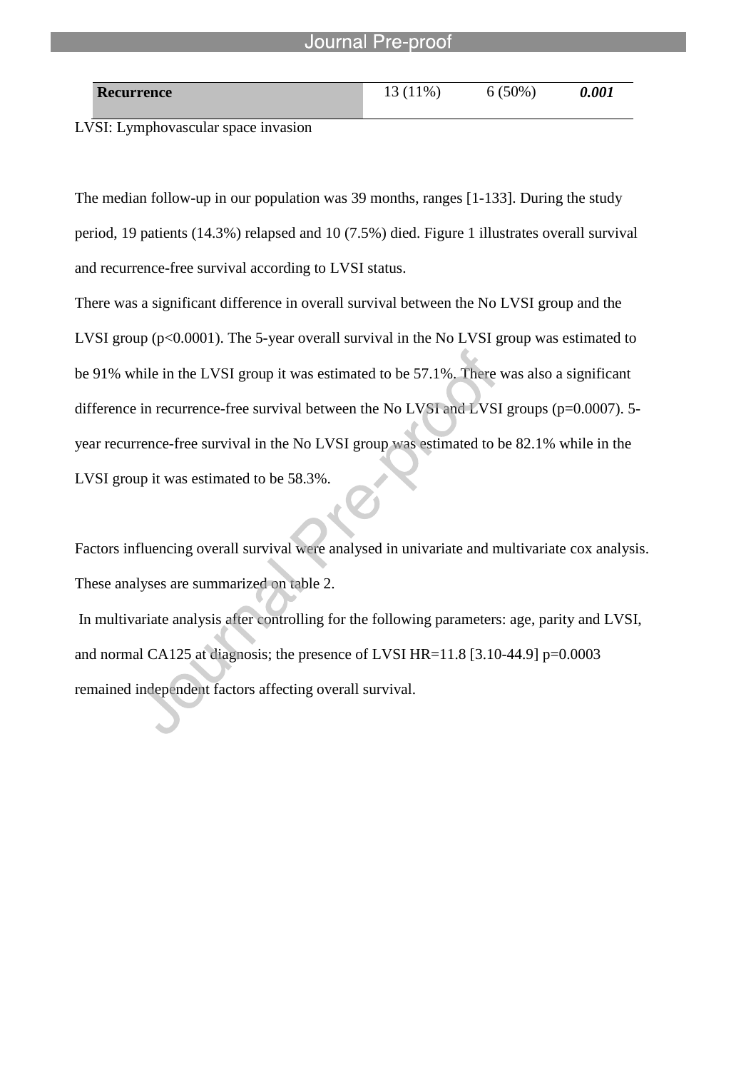| **Recurrence** | 13 (11%) | 6 (50%) | ***0.001*** |
|---|---|---|---|

LVSI: Lymphovascular space invasion

The median follow-up in our population was 39 months, ranges [1-133]. During the study period, 19 patients (14.3%) relapsed and 10 (7.5%) died. Figure 1 illustrates overall survival and recurrence-free survival according to LVSI status.

There was a significant difference in overall survival between the No LVSI group and the LVSI group ($p<0.0001$). The 5-year overall survival in the No LVSI group was estimated to be 91% while in the LVSI group it was estimated to be 57.1%. There was also a significant difference in recurrence-free survival between the No LVSI and LVSI groups ($p=0.0007$). 5-year recurrence-free survival in the No LVSI group was estimated to be 82.1% while in the LVSI group it was estimated to be 58.3%.

Factors influencing overall survival were analysed in univariate and multivariate cox analysis. These analyses are summarized on table 2.

In multivariate analysis after controlling for the following parameters: age, parity and LVSI, and normal CA125 at diagnosis; the presence of LVSI HR=11.8 [3.10-44.9] $p=0.0003$ remained independent factors affecting overall survival.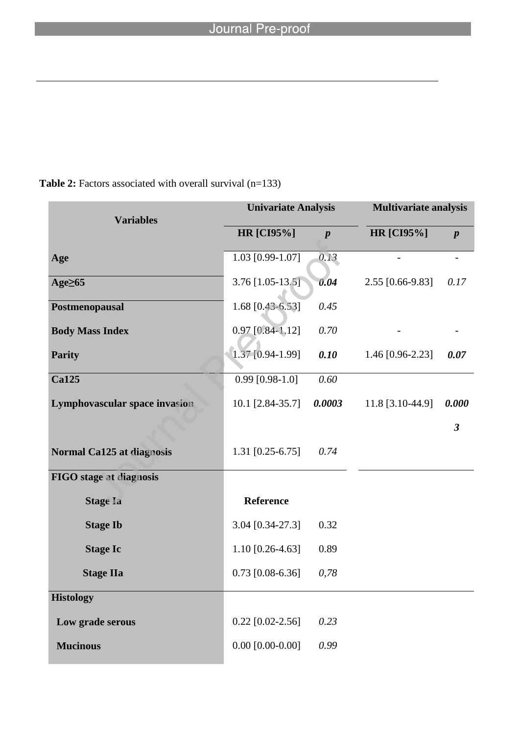**Table 2:** Factors associated with overall survival (n=133)

| Variables | Univariate Analysis | | Multivariate analysis | |
|---|---|---|---|---|
| | **HR [CI95%]** | ***p*** | **HR [CI95%]** | ***p*** |
| **Age** | 1.03 [0.99-1.07] | *0.13* | - | - |
| **Age≥65** | 3.76 [1.05-13.5] | ***0.04*** | 2.55 [0.66-9.83] | *0.17* |
| **Postmenopausal** | 1.68 [0.43-6.53] | *0.45* | | |
| **Body Mass Index** | 0.97 [0.84-1.12] | *0.70* | - | - |
| **Parity** | 1.37 [0.94-1.99] | ***0.10*** | 1.46 [0.96-2.23] | ***0.07*** |
| **Ca125** | 0.99 [0.98-1.0] | *0.60* | | |
| **Lymphovascular space invasion** | 10.1 [2.84-35.7] | ***0.0003*** | 11.8 [3.10-44.9] | ***0.0003*** |
| **Normal Ca125 at diagnosis** | 1.31 [0.25-6.75] | *0.74* | | |
| **FIGO stage at diagnosis** | | | | |
| **Stage Ia** | **Reference** | | | |
| **Stage Ib** | 3.04 [0.34-27.3] | 0.32 | | |
| **Stage Ic** | 1.10 [0.26-4.63] | 0.89 | | |
| **Stage IIa** | 0.73 [0.08-6.36] | *0,78* | | |
| **Histology** | | | | |
| **Low grade serous** | 0.22 [0.02-2.56] | *0.23* | | |
| **Mucinous** | 0.00 [0.00-0.00] | *0.99* | | |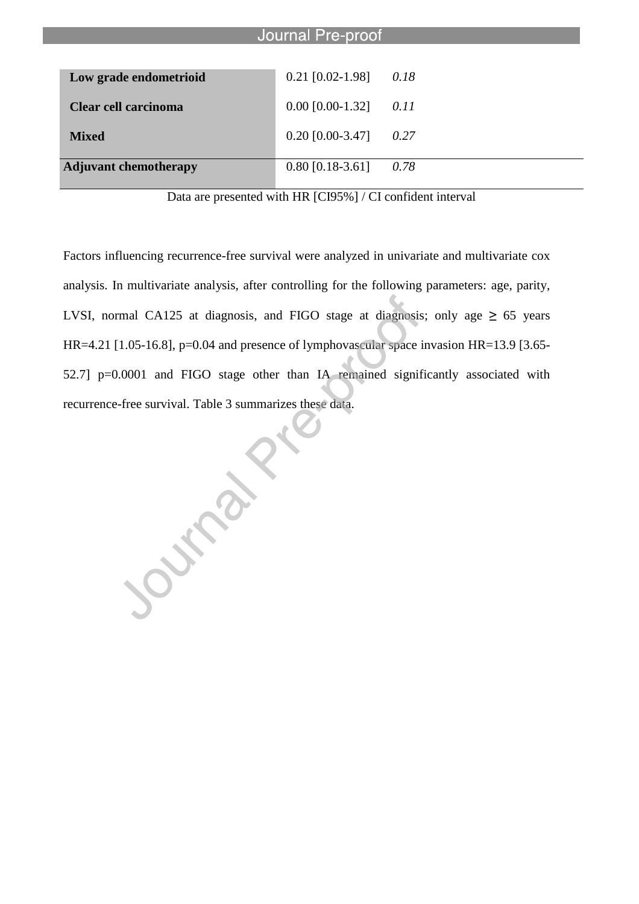| | | |
|---|---|---|
| **Low grade endometrioid** | 0.21 [0.02-1.98] | *0.18* |
| **Clear cell carcinoma** | 0.00 [0.00-1.32] | *0.11* |
| **Mixed** | 0.20 [0.00-3.47] | *0.27* |
| **Adjuvant chemotherapy** | 0.80 [0.18-3.61] | *0.78* |

Data are presented with HR [CI95%] / CI confident interval

Factors influencing recurrence-free survival were analyzed in univariate and multivariate cox analysis. In multivariate analysis, after controlling for the following parameters: age, parity, LVSI, normal CA125 at diagnosis, and FIGO stage at diagnosis; only age $\geq$ 65 years HR=4.21 [1.05-16.8], p=0.04 and presence of lymphovascular space invasion HR=13.9 [3.65-52.7] p=0.0001 and FIGO stage other than IA remained significantly associated with recurrence-free survival. Table 3 summarizes these data.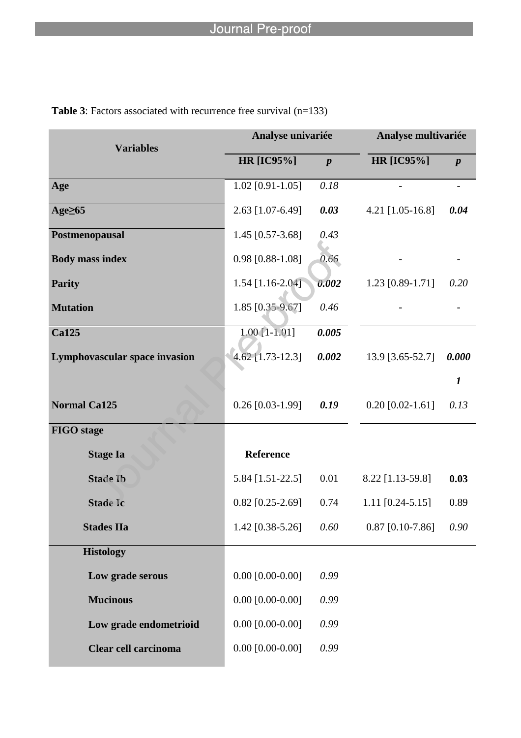**Table 3**: Factors associated with recurrence free survival (n=133)

| Variables | Analyse univariée | | Analyse multivariée | |
|---|---|---|---|---|
| | HR [IC95%] | *p* | HR [IC95%] | *p* |
| **Age** | 1.02 [0.91-1.05] | *0.18* | - | - |
| **Age≥65** | 2.63 [1.07-6.49] | ***0.03*** | 4.21 [1.05-16.8] | ***0.04*** |
| **Postmenopausal** | 1.45 [0.57-3.68] | *0.43* | | |
| **Body mass index** | 0.98 [0.88-1.08] | *0.66* | - | - |
| **Parity** | 1.54 [1.16-2.04] | ***0.002*** | 1.23 [0.89-1.71] | *0.20* |
| **Mutation** | 1.85 [0.35-9.67] | *0.46* | - | - |
| **Ca125** | 1.00 [1-1.01] | ***0.005*** | | |
| **Lymphovascular space invasion** | 4.62 [1.73-12.3] | ***0.002*** | 13.9 [3.65-52.7] | ***0.0001*** |
| **Normal Ca125** | 0.26 [0.03-1.99] | ***0.19*** | 0.20 [0.02-1.61] | *0.13* |
| **FIGO stage** | | | | |
| **Stage Ia** | **Reference** | | | |
| **Stade Ib** | 5.84 [1.51-22.5] | 0.01 | 8.22 [1.13-59.8] | **0.03** |
| **Stade Ic** | 0.82 [0.25-2.69] | 0.74 | 1.11 [0.24-5.15] | 0.89 |
| **Stades IIa** | 1.42 [0.38-5.26] | *0.60* | 0.87 [0.10-7.86] | *0.90* |
| **Histology** | | | | |
| **Low grade serous** | 0.00 [0.00-0.00] | *0.99* | | |
| **Mucinous** | 0.00 [0.00-0.00] | *0.99* | | |
| **Low grade endometrioid** | 0.00 [0.00-0.00] | *0.99* | | |
| **Clear cell carcinoma** | 0.00 [0.00-0.00] | *0.99* | | |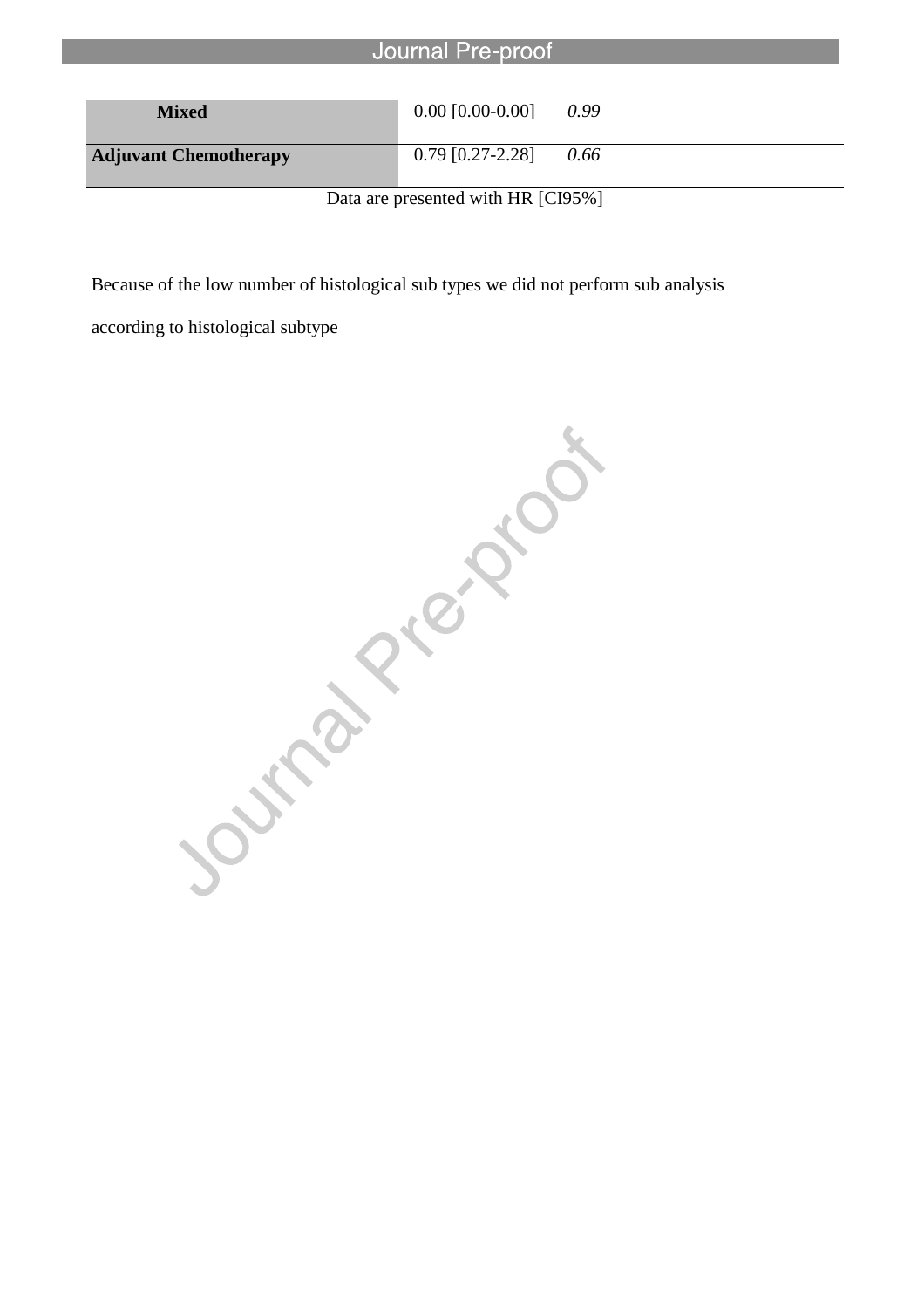| | | |
|---|---|---|
| **Mixed** | 0.00 [0.00-0.00] | *0.99* |
| **Adjuvant Chemotherapy** | 0.79 [0.27-2.28] | *0.66* |

Data are presented with HR [CI95%]

Because of the low number of histological sub types we did not perform sub analysis according to histological subtype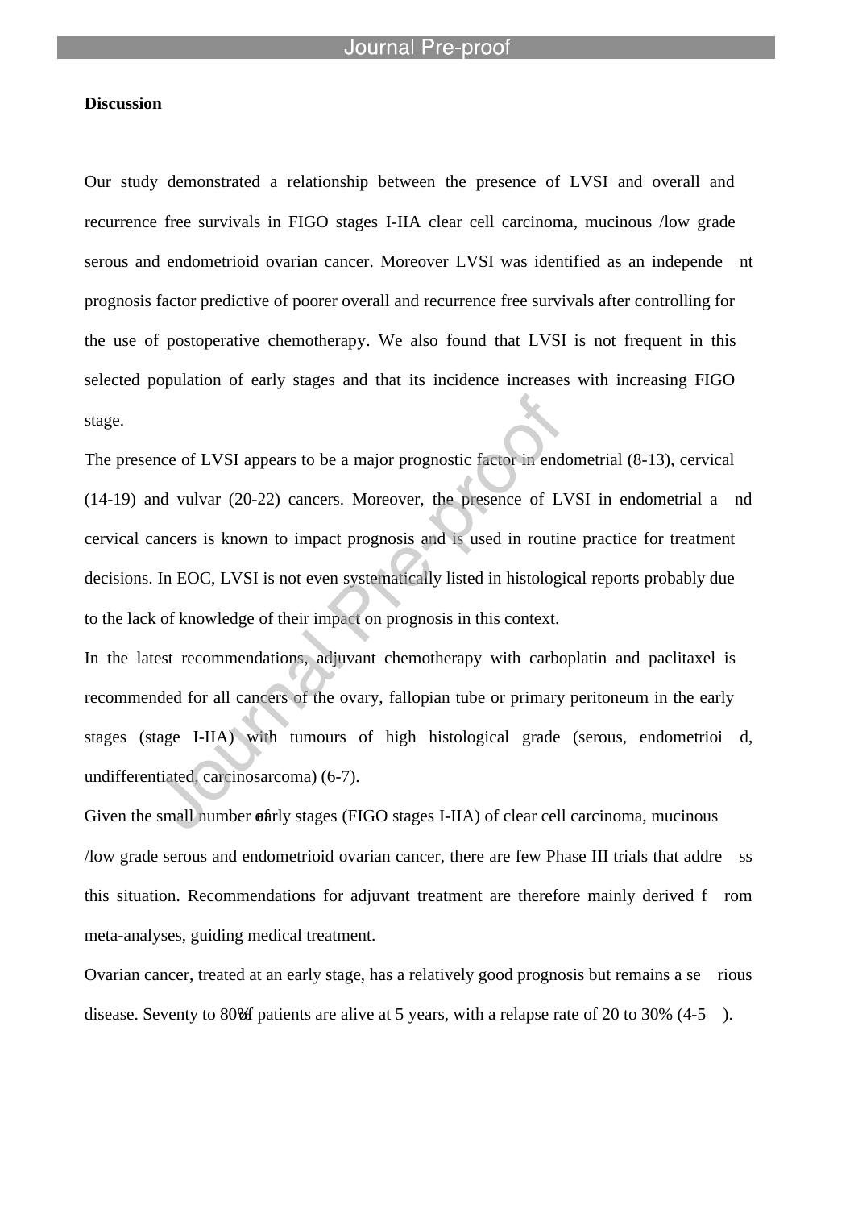**Discussion**

Our study demonstrated a relationship between the presence of LVSI and overall and recurrence free survivals in FIGO stages I-IIA clear cell carcinoma, mucinous /low grade serous and endometrioid ovarian cancer. Moreover LVSI was identified as an independent prognosis factor predictive of poorer overall and recurrence free survivals after controlling for the use of postoperative chemotherapy. We also found that LVSI is not frequent in this selected population of early stages and that its incidence increases with increasing FIGO stage.

The presence of LVSI appears to be a major prognostic factor in endometrial (8-13), cervical (14-19) and vulvar (20-22) cancers. Moreover, the presence of LVSI in endometrial and cervical cancers is known to impact prognosis and is used in routine practice for treatment decisions. In EOC, LVSI is not even systematically listed in histological reports probably due to the lack of knowledge of their impact on prognosis in this context.

In the latest recommendations, adjuvant chemotherapy with carboplatin and paclitaxel is recommended for all cancers of the ovary, fallopian tube or primary peritoneum in the early stages (stage I-IIA) with tumours of high histological grade (serous, endometrioid, undifferentiated, carcinosarcoma) (6-7).

Given the small number of early stages (FIGO stages I-IIA) of clear cell carcinoma, mucinous /low grade serous and endometrioid ovarian cancer, there are few Phase III trials that address this situation. Recommendations for adjuvant treatment are therefore mainly derived from meta-analyses, guiding medical treatment.

Ovarian cancer, treated at an early stage, has a relatively good prognosis but remains a serious disease. Seventy to 80% of patients are alive at 5 years, with a relapse rate of 20 to 30% (4-5).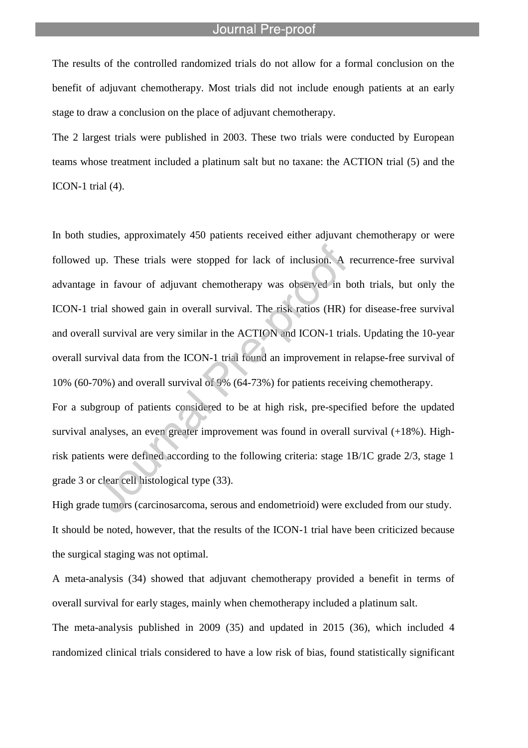The results of the controlled randomized trials do not allow for a formal conclusion on the benefit of adjuvant chemotherapy. Most trials did not include enough patients at an early stage to draw a conclusion on the place of adjuvant chemotherapy.

The 2 largest trials were published in 2003. These two trials were conducted by European teams whose treatment included a platinum salt but no taxane: the ACTION trial (5) and the ICON-1 trial (4).

In both studies, approximately 450 patients received either adjuvant chemotherapy or were followed up. These trials were stopped for lack of inclusion. A recurrence-free survival advantage in favour of adjuvant chemotherapy was observed in both trials, but only the ICON-1 trial showed gain in overall survival. The risk ratios (HR) for disease-free survival and overall survival are very similar in the ACTION and ICON-1 trials. Updating the 10-year overall survival data from the ICON-1 trial found an improvement in relapse-free survival of 10% (60-70%) and overall survival of 9% (64-73%) for patients receiving chemotherapy.

For a subgroup of patients considered to be at high risk, pre-specified before the updated survival analyses, an even greater improvement was found in overall survival (+18%). High-risk patients were defined according to the following criteria: stage 1B/1C grade 2/3, stage 1 grade 3 or clear cell histological type (33).

High grade tumors (carcinosarcoma, serous and endometrioid) were excluded from our study.

It should be noted, however, that the results of the ICON-1 trial have been criticized because the surgical staging was not optimal.

A meta-analysis (34) showed that adjuvant chemotherapy provided a benefit in terms of overall survival for early stages, mainly when chemotherapy included a platinum salt.

The meta-analysis published in 2009 (35) and updated in 2015 (36), which included 4 randomized clinical trials considered to have a low risk of bias, found statistically significant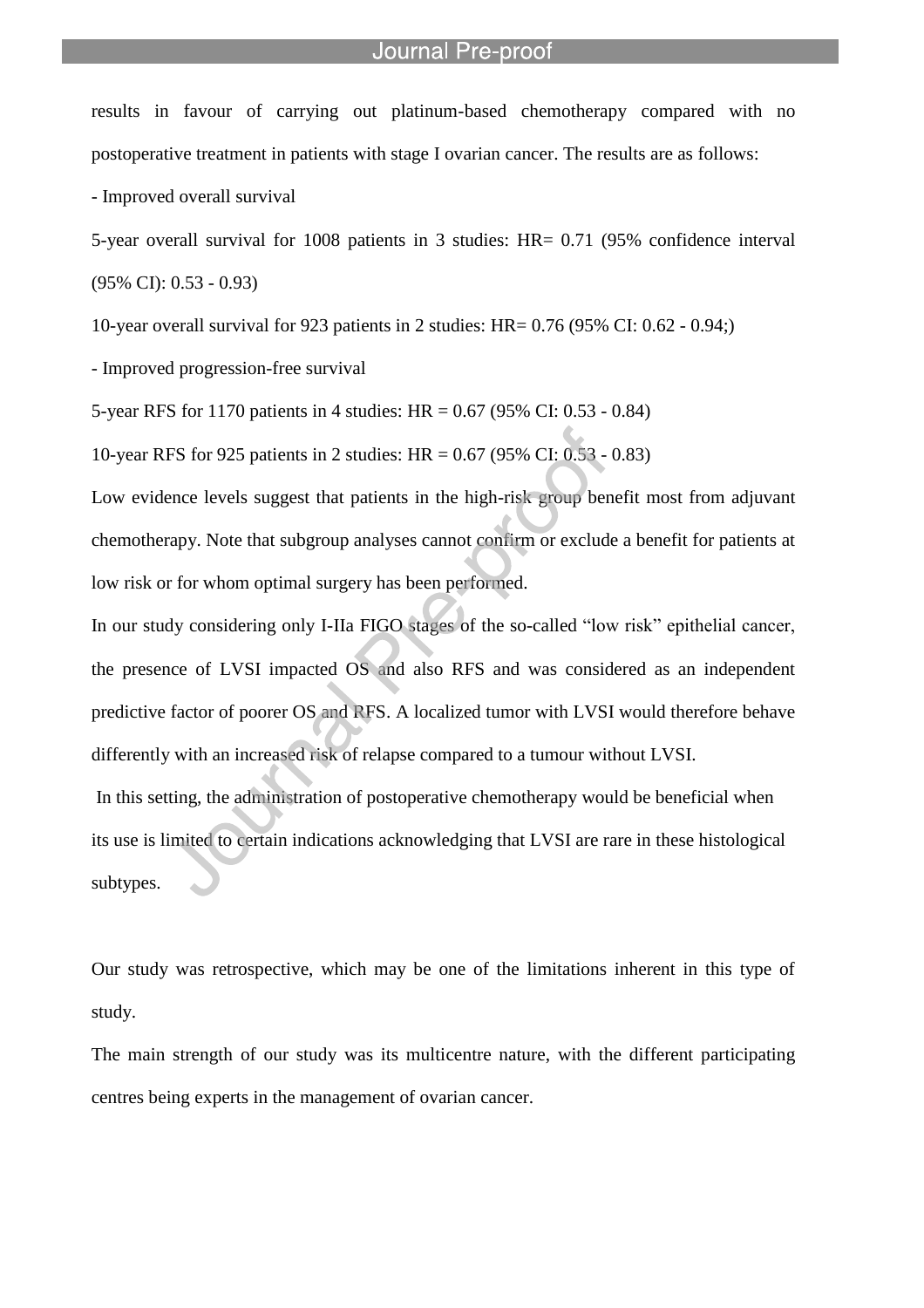results in favour of carrying out platinum-based chemotherapy compared with no postoperative treatment in patients with stage I ovarian cancer. The results are as follows:

- Improved overall survival

5-year overall survival for 1008 patients in 3 studies: HR= 0.71 (95% confidence interval (95% CI): 0.53 - 0.93)

10-year overall survival for 923 patients in 2 studies: HR= 0.76 (95% CI: 0.62 - 0.94;)

- Improved progression-free survival

5-year RFS for 1170 patients in 4 studies: HR = 0.67 (95% CI: 0.53 - 0.84)

10-year RFS for 925 patients in 2 studies: HR = 0.67 (95% CI: 0.53 - 0.83)

Low evidence levels suggest that patients in the high-risk group benefit most from adjuvant chemotherapy. Note that subgroup analyses cannot confirm or exclude a benefit for patients at low risk or for whom optimal surgery has been performed.

In our study considering only I-IIa FIGO stages of the so-called "low risk" epithelial cancer, the presence of LVSI impacted OS and also RFS and was considered as an independent predictive factor of poorer OS and RFS. A localized tumor with LVSI would therefore behave differently with an increased risk of relapse compared to a tumour without LVSI.

In this setting, the administration of postoperative chemotherapy would be beneficial when its use is limited to certain indications acknowledging that LVSI are rare in these histological subtypes.

Our study was retrospective, which may be one of the limitations inherent in this type of study.

The main strength of our study was its multicentre nature, with the different participating centres being experts in the management of ovarian cancer.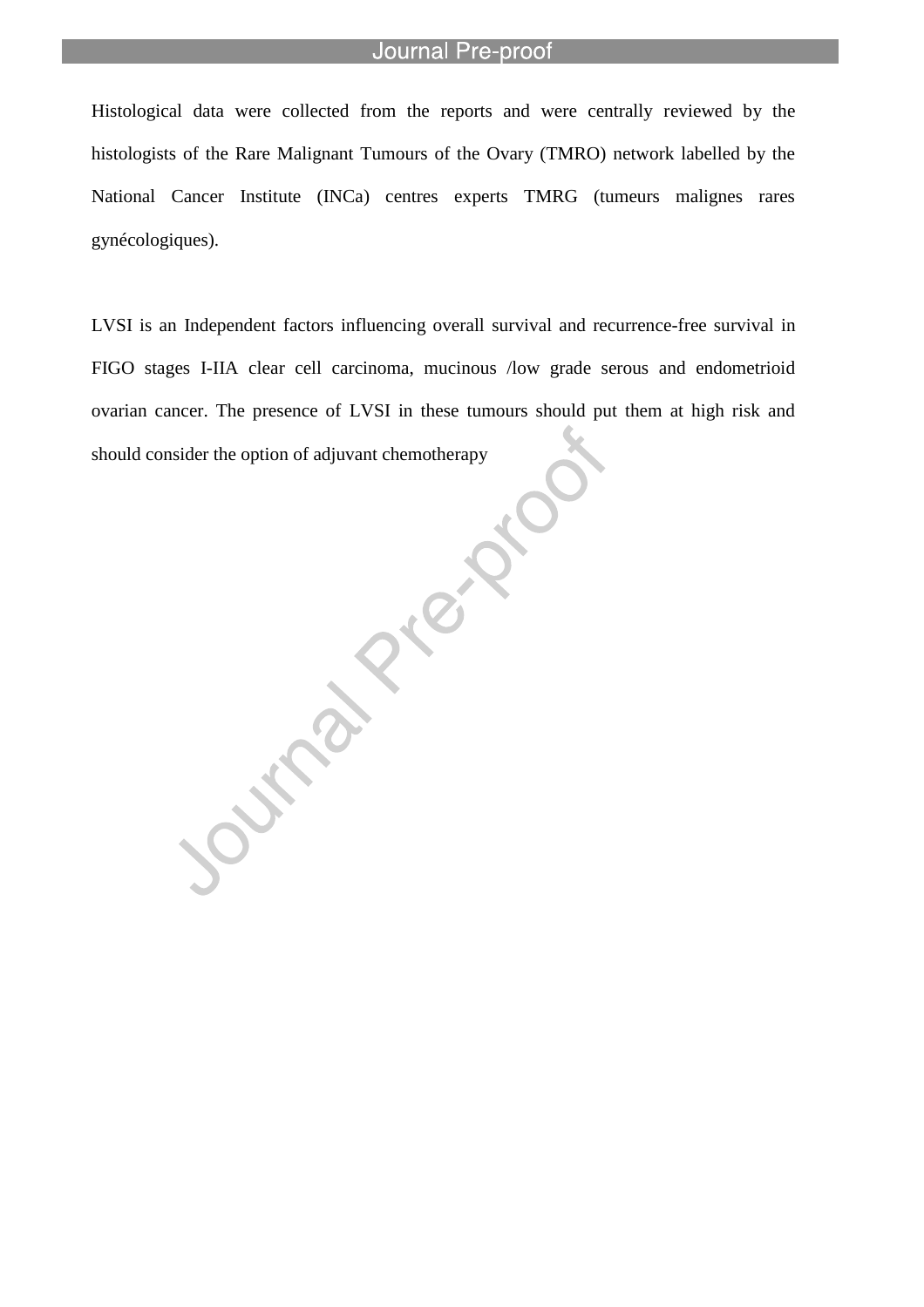Histological data were collected from the reports and were centrally reviewed by the histologists of the Rare Malignant Tumours of the Ovary (TMRO) network labelled by the National Cancer Institute (INCa) centres experts TMRG (tumeurs malignes rares gynécologiques).

LVSI is an Independent factors influencing overall survival and recurrence-free survival in FIGO stages I-IIA clear cell carcinoma, mucinous /low grade serous and endometrioid ovarian cancer. The presence of LVSI in these tumours should put them at high risk and should consider the option of adjuvant chemotherapy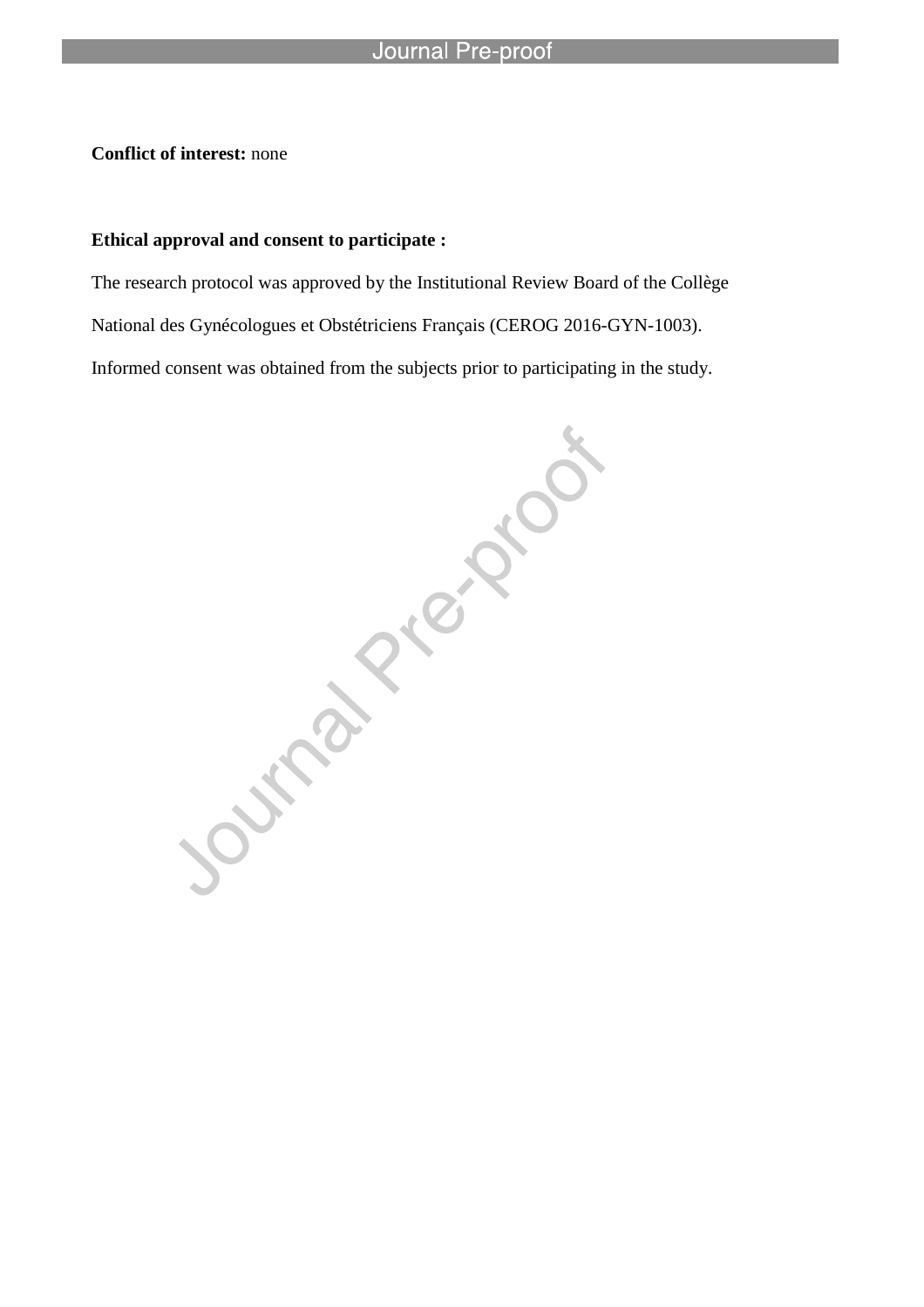**Conflict of interest:** none

**Ethical approval and consent to participate :**

The research protocol was approved by the Institutional Review Board of the Collège National des Gynécologues et Obstétriciens Français (CEROG 2016-GYN-1003). Informed consent was obtained from the subjects prior to participating in the study.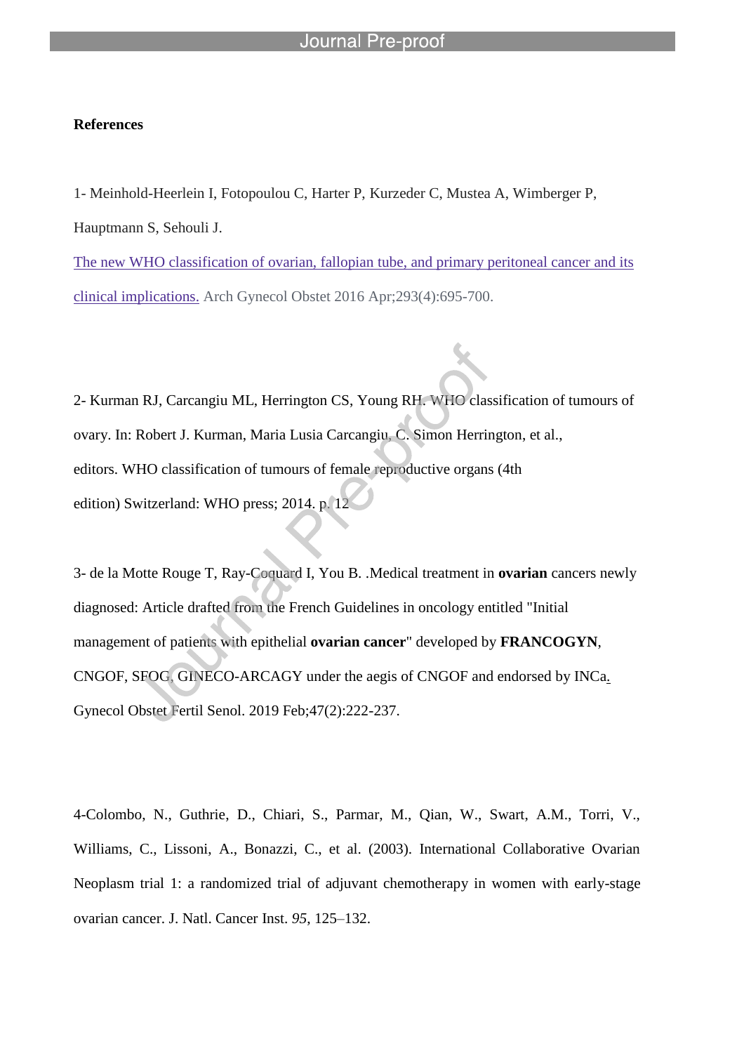**References**

1- Meinhold-Heerlein I, Fotopoulou C, Harter P, Kurzeder C, Mustea A, Wimberger P, Hauptmann S, Sehouli J.
The new WHO classification of ovarian, fallopian tube, and primary peritoneal cancer and its clinical implications. Arch Gynecol Obstet 2016 Apr;293(4):695-700.

2- Kurman RJ, Carcangiu ML, Herrington CS, Young RH. WHO classification of tumours of ovary. In: Robert J. Kurman, Maria Lusia Carcangiu, C. Simon Herrington, et al., editors. WHO classification of tumours of female reproductive organs (4th edition) Switzerland: WHO press; 2014. p. 12

3- de la Motte Rouge T, Ray-Coquard I, You B. .Medical treatment in **ovarian** cancers newly diagnosed: Article drafted from the French Guidelines in oncology entitled "Initial management of patients with epithelial **ovarian cancer**" developed by **FRANCOGYN**, CNGOF, SFOG, GINECO-ARCAGY under the aegis of CNGOF and endorsed by INCa. Gynecol Obstet Fertil Senol. 2019 Feb;47(2):222-237.

4-Colombo, N., Guthrie, D., Chiari, S., Parmar, M., Qian, W., Swart, A.M., Torri, V., Williams, C., Lissoni, A., Bonazzi, C., et al. (2003). International Collaborative Ovarian Neoplasm trial 1: a randomized trial of adjuvant chemotherapy in women with early-stage ovarian cancer. J. Natl. Cancer Inst. *95*, 125–132.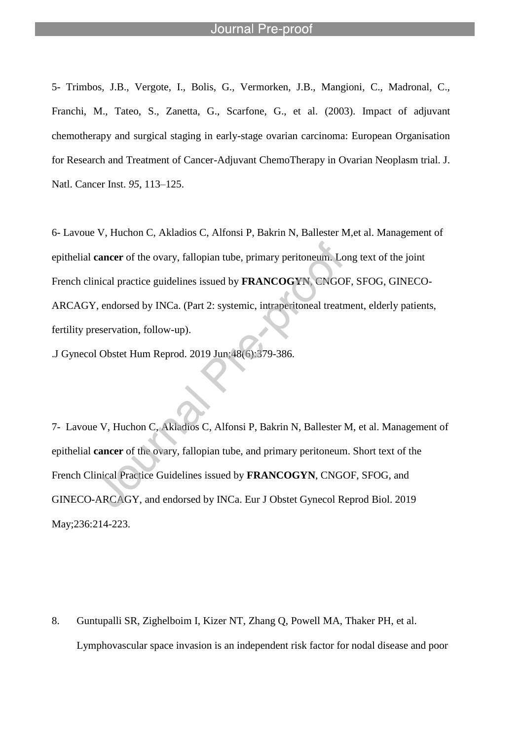5- Trimbos, J.B., Vergote, I., Bolis, G., Vermorken, J.B., Mangioni, C., Madronal, C., Franchi, M., Tateo, S., Zanetta, G., Scarfone, G., et al. (2003). Impact of adjuvant chemotherapy and surgical staging in early-stage ovarian carcinoma: European Organisation for Research and Treatment of Cancer-Adjuvant ChemoTherapy in Ovarian Neoplasm trial. J. Natl. Cancer Inst. *95*, 113–125.

6- Lavoue V, Huchon C, Akladios C, Alfonsi P, Bakrin N, Ballester M,et al. Management of epithelial **cancer** of the ovary, fallopian tube, primary peritoneum. Long text of the joint French clinical practice guidelines issued by **FRANCOGYN**, CNGOF, SFOG, GINECO-ARCAGY, endorsed by INCa. (Part 2: systemic, intraperitoneal treatment, elderly patients, fertility preservation, follow-up).
.J Gynecol Obstet Hum Reprod. 2019 Jun;48(6):379-386.

7- Lavoue V, Huchon C, Akladios C, Alfonsi P, Bakrin N, Ballester M, et al. Management of epithelial **cancer** of the ovary, fallopian tube, and primary peritoneum. Short text of the French Clinical Practice Guidelines issued by **FRANCOGYN**, CNGOF, SFOG, and GINECO-ARCAGY, and endorsed by INCa. Eur J Obstet Gynecol Reprod Biol. 2019 May;236:214-223.

8. Guntupalli SR, Zighelboim I, Kizer NT, Zhang Q, Powell MA, Thaker PH, et al. Lymphovascular space invasion is an independent risk factor for nodal disease and poor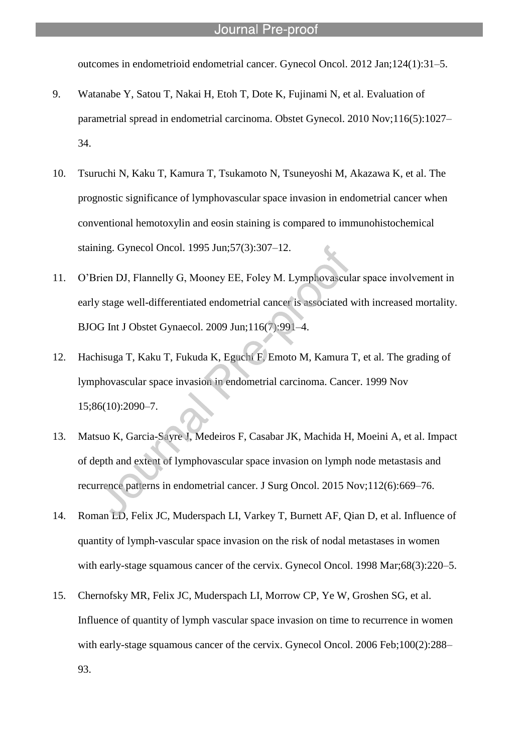outcomes in endometrioid endometrial cancer. Gynecol Oncol. 2012 Jan;124(1):31–5.

9. Watanabe Y, Satou T, Nakai H, Etoh T, Dote K, Fujinami N, et al. Evaluation of parametrial spread in endometrial carcinoma. Obstet Gynecol. 2010 Nov;116(5):1027–34.

10. Tsuruchi N, Kaku T, Kamura T, Tsukamoto N, Tsuneyoshi M, Akazawa K, et al. The prognostic significance of lymphovascular space invasion in endometrial cancer when conventional hemotoxylin and eosin staining is compared to immunohistochemical staining. Gynecol Oncol. 1995 Jun;57(3):307–12.

11. O'Brien DJ, Flannelly G, Mooney EE, Foley M. Lymphovascular space involvement in early stage well-differentiated endometrial cancer is associated with increased mortality. BJOG Int J Obstet Gynaecol. 2009 Jun;116(7):991–4.

12. Hachisuga T, Kaku T, Fukuda K, Eguchi F, Emoto M, Kamura T, et al. The grading of lymphovascular space invasion in endometrial carcinoma. Cancer. 1999 Nov 15;86(10):2090–7.

13. Matsuo K, Garcia-Sayre J, Medeiros F, Casabar JK, Machida H, Moeini A, et al. Impact of depth and extent of lymphovascular space invasion on lymph node metastasis and recurrence patterns in endometrial cancer. J Surg Oncol. 2015 Nov;112(6):669–76.

14. Roman LD, Felix JC, Muderspach LI, Varkey T, Burnett AF, Qian D, et al. Influence of quantity of lymph-vascular space invasion on the risk of nodal metastases in women with early-stage squamous cancer of the cervix. Gynecol Oncol. 1998 Mar;68(3):220–5.

15. Chernofsky MR, Felix JC, Muderspach LI, Morrow CP, Ye W, Groshen SG, et al. Influence of quantity of lymph vascular space invasion on time to recurrence in women with early-stage squamous cancer of the cervix. Gynecol Oncol. 2006 Feb;100(2):288–93.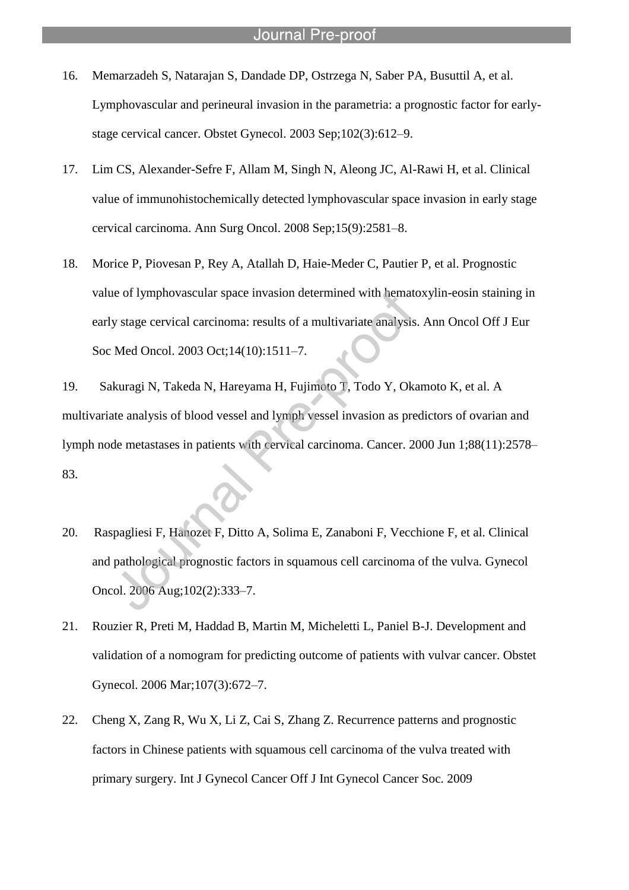16. Memarzadeh S, Natarajan S, Dandade DP, Ostrzega N, Saber PA, Busuttil A, et al. Lymphovascular and perineural invasion in the parametria: a prognostic factor for early-stage cervical cancer. Obstet Gynecol. 2003 Sep;102(3):612–9.

17. Lim CS, Alexander-Sefre F, Allam M, Singh N, Aleong JC, Al-Rawi H, et al. Clinical value of immunohistochemically detected lymphovascular space invasion in early stage cervical carcinoma. Ann Surg Oncol. 2008 Sep;15(9):2581–8.

18. Morice P, Piovesan P, Rey A, Atallah D, Haie-Meder C, Pautier P, et al. Prognostic value of lymphovascular space invasion determined with hematoxylin-eosin staining in early stage cervical carcinoma: results of a multivariate analysis. Ann Oncol Off J Eur Soc Med Oncol. 2003 Oct;14(10):1511–7.

19. Sakuragi N, Takeda N, Hareyama H, Fujimoto T, Todo Y, Okamoto K, et al. A multivariate analysis of blood vessel and lymph vessel invasion as predictors of ovarian and lymph node metastases in patients with cervical carcinoma. Cancer. 2000 Jun 1;88(11):2578–83.

20. Raspagliesi F, Hanozet F, Ditto A, Solima E, Zanaboni F, Vecchione F, et al. Clinical and pathological prognostic factors in squamous cell carcinoma of the vulva. Gynecol Oncol. 2006 Aug;102(2):333–7.

21. Rouzier R, Preti M, Haddad B, Martin M, Micheletti L, Paniel B-J. Development and validation of a nomogram for predicting outcome of patients with vulvar cancer. Obstet Gynecol. 2006 Mar;107(3):672–7.

22. Cheng X, Zang R, Wu X, Li Z, Cai S, Zhang Z. Recurrence patterns and prognostic factors in Chinese patients with squamous cell carcinoma of the vulva treated with primary surgery. Int J Gynecol Cancer Off J Int Gynecol Cancer Soc. 2009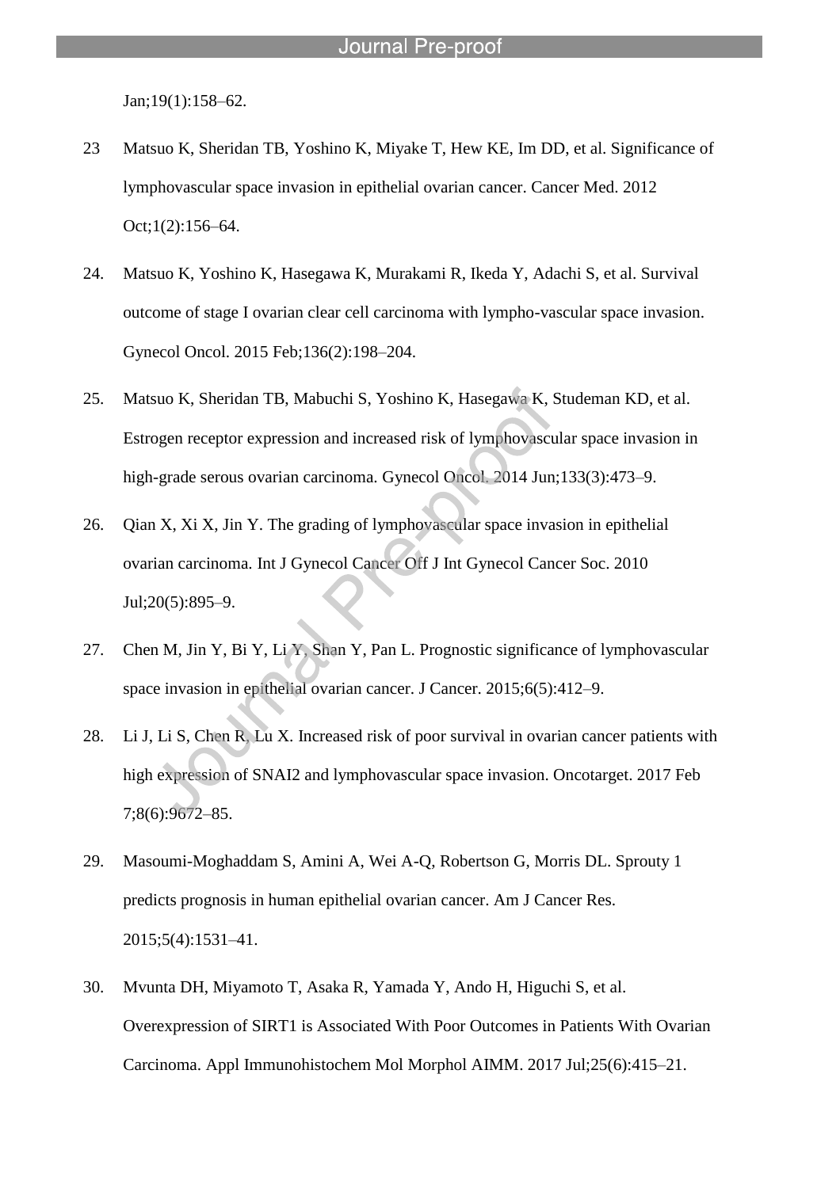Jan;19(1):158–62.

23 Matsuo K, Sheridan TB, Yoshino K, Miyake T, Hew KE, Im DD, et al. Significance of lymphovascular space invasion in epithelial ovarian cancer. Cancer Med. 2012 Oct;1(2):156–64.

24. Matsuo K, Yoshino K, Hasegawa K, Murakami R, Ikeda Y, Adachi S, et al. Survival outcome of stage I ovarian clear cell carcinoma with lympho-vascular space invasion. Gynecol Oncol. 2015 Feb;136(2):198–204.

25. Matsuo K, Sheridan TB, Mabuchi S, Yoshino K, Hasegawa K, Studeman KD, et al. Estrogen receptor expression and increased risk of lymphovascular space invasion in high-grade serous ovarian carcinoma. Gynecol Oncol. 2014 Jun;133(3):473–9.

26. Qian X, Xi X, Jin Y. The grading of lymphovascular space invasion in epithelial ovarian carcinoma. Int J Gynecol Cancer Off J Int Gynecol Cancer Soc. 2010 Jul;20(5):895–9.

27. Chen M, Jin Y, Bi Y, Li Y, Shan Y, Pan L. Prognostic significance of lymphovascular space invasion in epithelial ovarian cancer. J Cancer. 2015;6(5):412–9.

28. Li J, Li S, Chen R, Lu X. Increased risk of poor survival in ovarian cancer patients with high expression of SNAI2 and lymphovascular space invasion. Oncotarget. 2017 Feb 7;8(6):9672–85.

29. Masoumi-Moghaddam S, Amini A, Wei A-Q, Robertson G, Morris DL. Sprouty 1 predicts prognosis in human epithelial ovarian cancer. Am J Cancer Res. 2015;5(4):1531–41.

30. Mvunta DH, Miyamoto T, Asaka R, Yamada Y, Ando H, Higuchi S, et al. Overexpression of SIRT1 is Associated With Poor Outcomes in Patients With Ovarian Carcinoma. Appl Immunohistochem Mol Morphol AIMM. 2017 Jul;25(6):415–21.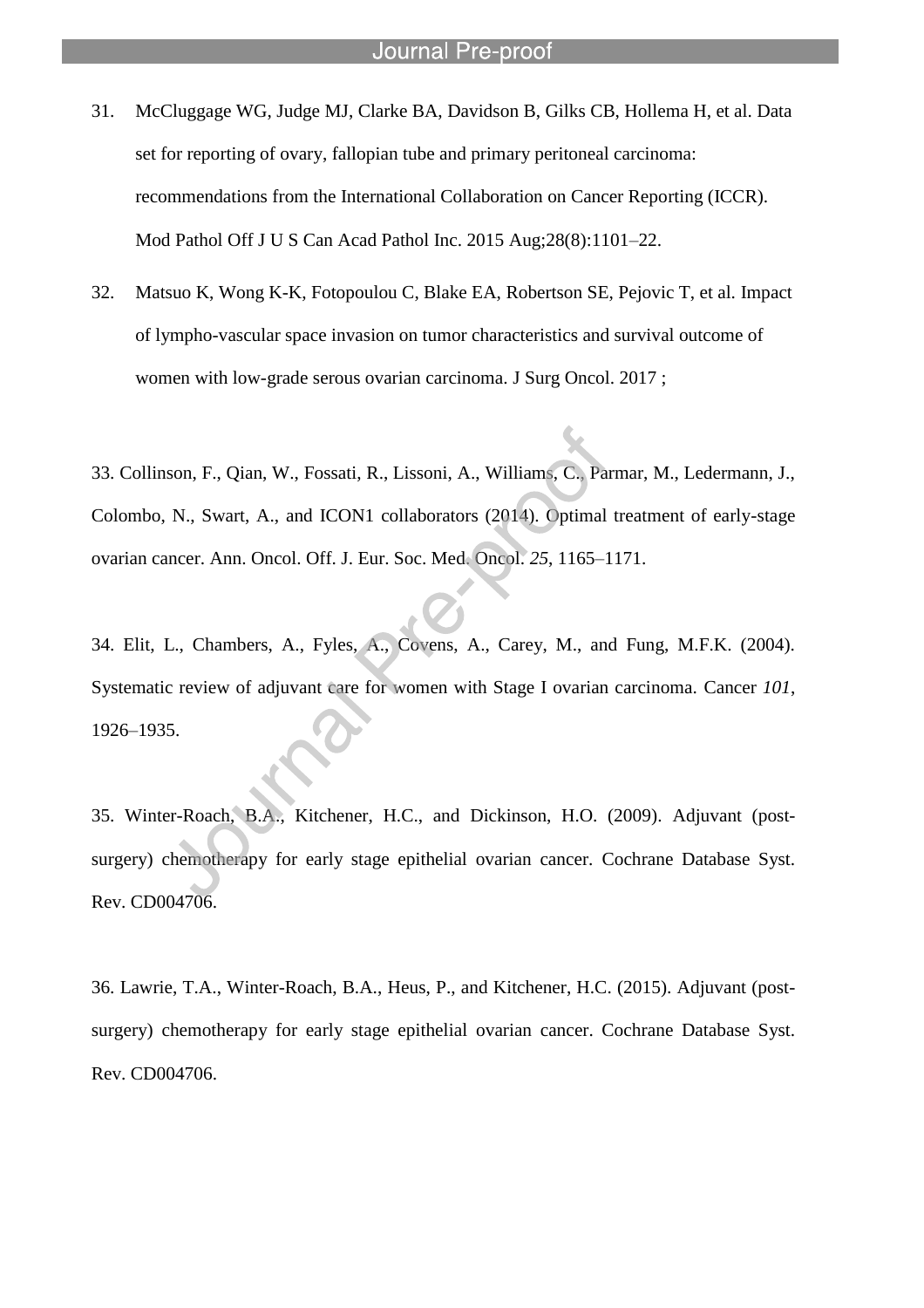31. McCluggage WG, Judge MJ, Clarke BA, Davidson B, Gilks CB, Hollema H, et al. Data set for reporting of ovary, fallopian tube and primary peritoneal carcinoma: recommendations from the International Collaboration on Cancer Reporting (ICCR). Mod Pathol Off J U S Can Acad Pathol Inc. 2015 Aug;28(8):1101–22.

32. Matsuo K, Wong K-K, Fotopoulou C, Blake EA, Robertson SE, Pejovic T, et al. Impact of lympho-vascular space invasion on tumor characteristics and survival outcome of women with low-grade serous ovarian carcinoma. J Surg Oncol. 2017 ;

33. Collinson, F., Qian, W., Fossati, R., Lissoni, A., Williams, C., Parmar, M., Ledermann, J., Colombo, N., Swart, A., and ICON1 collaborators (2014). Optimal treatment of early-stage ovarian cancer. Ann. Oncol. Off. J. Eur. Soc. Med. Oncol. *25*, 1165–1171.

34. Elit, L., Chambers, A., Fyles, A., Covens, A., Carey, M., and Fung, M.F.K. (2004). Systematic review of adjuvant care for women with Stage I ovarian carcinoma. Cancer *101*, 1926–1935.

35. Winter-Roach, B.A., Kitchener, H.C., and Dickinson, H.O. (2009). Adjuvant (post-surgery) chemotherapy for early stage epithelial ovarian cancer. Cochrane Database Syst. Rev. CD004706.

36. Lawrie, T.A., Winter-Roach, B.A., Heus, P., and Kitchener, H.C. (2015). Adjuvant (post-surgery) chemotherapy for early stage epithelial ovarian cancer. Cochrane Database Syst. Rev. CD004706.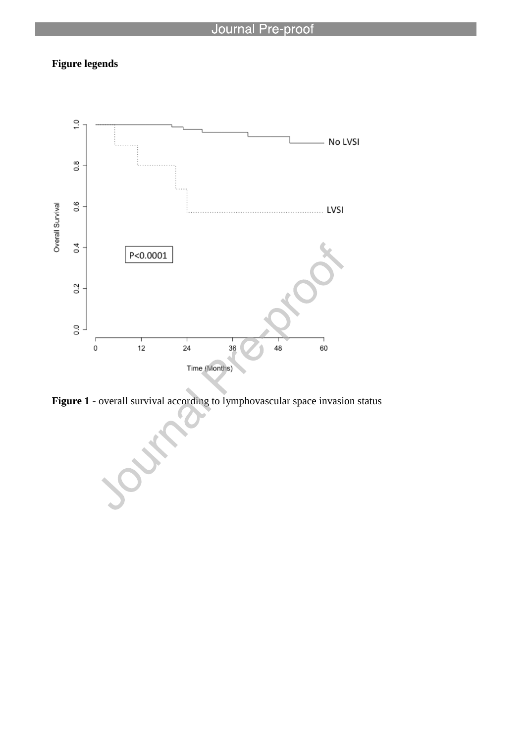**Figure legends**

**Figure 1** - overall survival according to lymphovascular space invasion status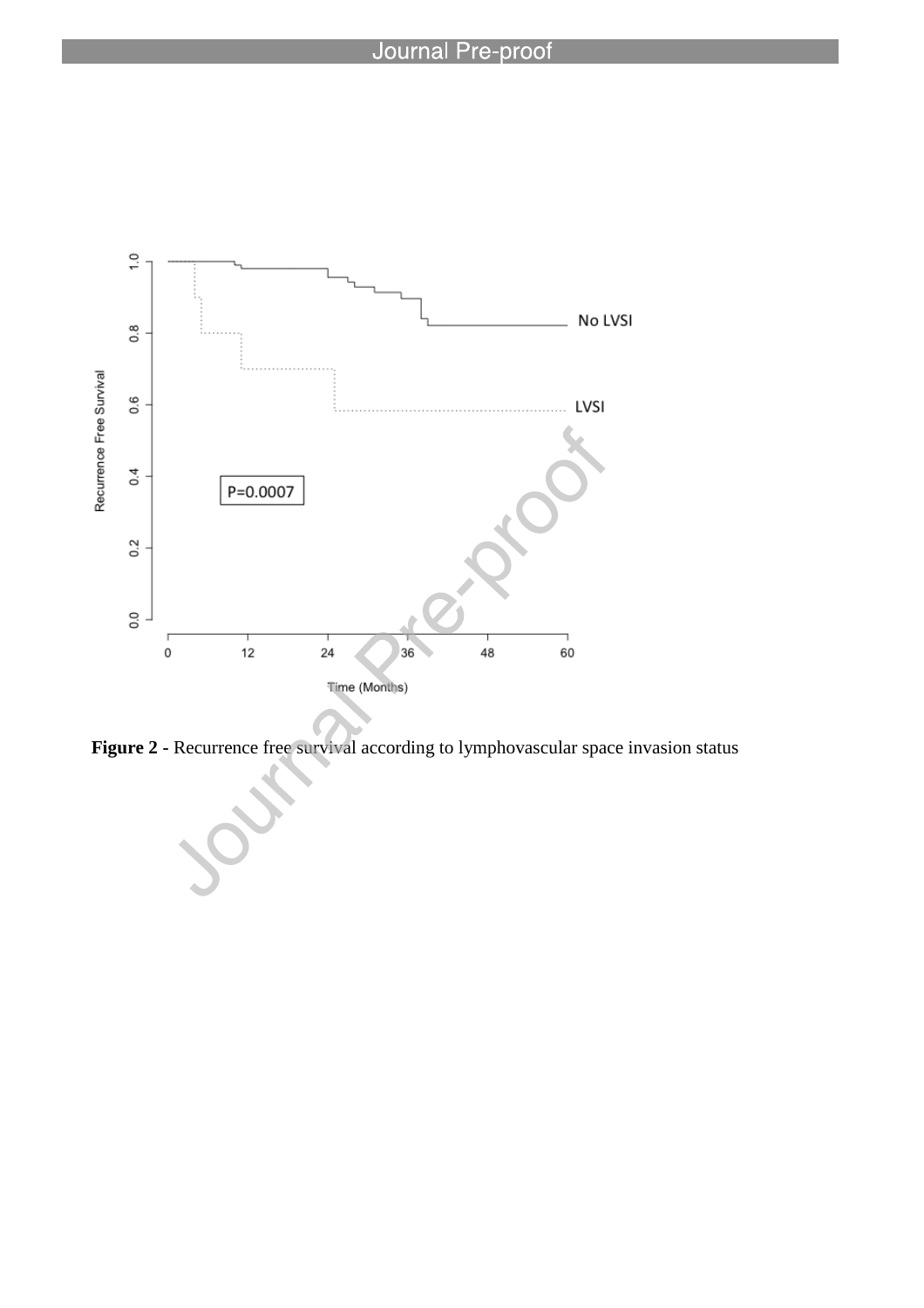Recurrence Free Survival

1.0
0.8
0.6
0.4
0.2
0.0

No LVSI

LVSI

P=0.0007

0
12
24
36
48
60

Time (Months)

**Figure 2 -** Recurrence free survival according to lymphovascular space invasion status